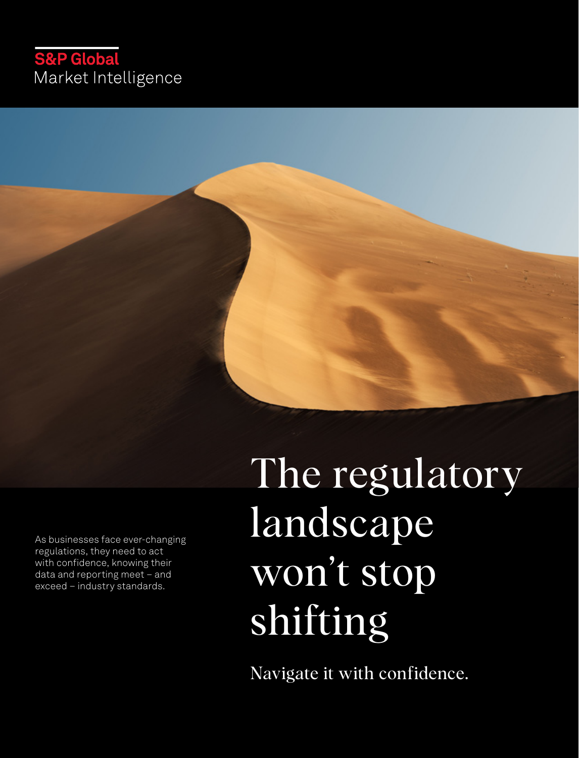S&P Global
Market Intelligence

# The regulatory landscape won't stop shifting

Navigate it with confidence.

As businesses face ever-changing regulations, they need to act with confidence, knowing their data and reporting meet – and exceed – industry standards.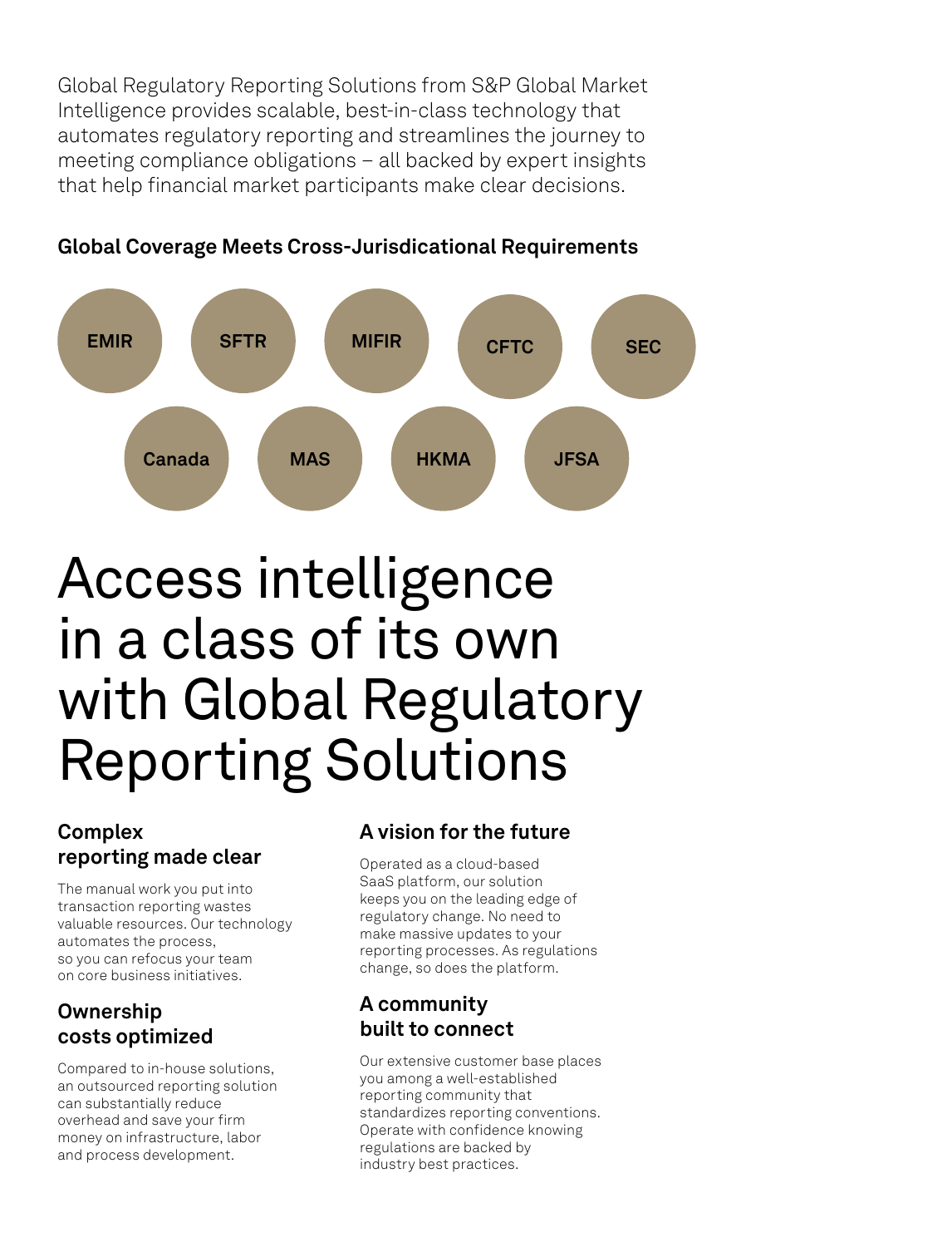Global Regulatory Reporting Solutions from S&P Global Market Intelligence provides scalable, best-in-class technology that automates regulatory reporting and streamlines the journey to meeting compliance obligations – all backed by expert insights that help financial market participants make clear decisions.

**Global Coverage Meets Cross-Jurisdictional Requirements**

EMIR

SFTR

MIFIR

CFTC

SEC

Canada

MAS

HKMA

JFSA

# Access intelligence in a class of its own with Global Regulatory Reporting Solutions

### Complex reporting made clear

The manual work you put into transaction reporting wastes valuable resources. Our technology automates the process, so you can refocus your team on core business initiatives.

### Ownership costs optimized

Compared to in-house solutions, an outsourced reporting solution can substantially reduce overhead and save your firm money on infrastructure, labor and process development.

### A vision for the future

Operated as a cloud-based SaaS platform, our solution keeps you on the leading edge of regulatory change. No need to make massive updates to your reporting processes. As regulations change, so does the platform.

### A community built to connect

Our extensive customer base places you among a well-established reporting community that standardizes reporting conventions. Operate with confidence knowing regulations are backed by industry best practices.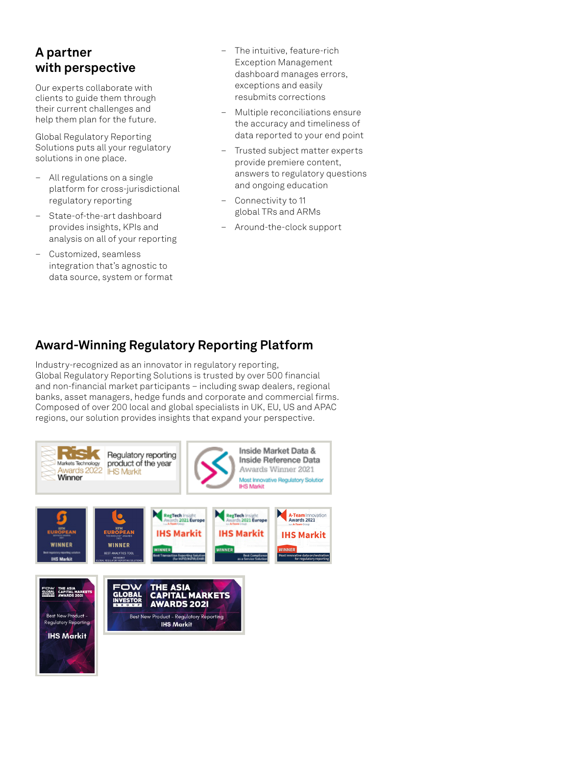## A partner with perspective

Our experts collaborate with clients to guide them through their current challenges and help them plan for the future.

Global Regulatory Reporting Solutions puts all your regulatory solutions in one place.

- All regulations on a single platform for cross-jurisdictional regulatory reporting
- State-of-the-art dashboard provides insights, KPIs and analysis on all of your reporting
- Customized, seamless integration that's agnostic to data source, system or format
- The intuitive, feature-rich Exception Management dashboard manages errors, exceptions and easily resubmits corrections
- Multiple reconciliations ensure the accuracy and timeliness of data reported to your end point
- Trusted subject matter experts provide premiere content, answers to regulatory questions and ongoing education
- Connectivity to 11 global TRs and ARMs
- Around-the-clock support

## Award-Winning Regulatory Reporting Platform

Industry-recognized as an innovator in regulatory reporting, Global Regulatory Reporting Solutions is trusted by over 500 financial and non-financial market participants – including swap dealers, regional banks, asset managers, hedge funds and corporate and commercial firms. Composed of over 200 local and global specialists in UK, EU, US and APAC regions, our solution provides insights that expand your perspective.

Risk Markets Technology Awards 2022 Winner – Regulatory reporting product of the year – IHS Markit

Inside Market Data & Inside Reference Data Awards Winner 2021 – Most Innovative Regulatory Solution – IHS Markit

IFM European Awards 2021 – Winner – Best regulatory reporting solution – IHS Markit

IFM European Technology Awards 2021 – Winner – Best Analytics Tool – IHS Markit (Global Regulatory Reporting Solutions)

RegTech Insight Awards 2021 Europe – IHS Markit – Winner – Best Transaction Reporting Solution (for MiFID/MiFIR/EMIR)

RegTech Insight Awards 2021 Europe – IHS Markit – Winner – Best Compliance as a Service Solution

A-Team Innovation Awards 2021 – IHS Markit – Winner – Most innovative data orchestration for regulatory reporting

FOW Global Investor Group – The Asia Capital Markets Awards 2021 – Best New Product - Regulatory Reporting – IHS Markit

FOW Global Investor Group – The Asia Capital Markets Awards 2021 – Best New Product - Regulatory Reporting – IHS Markit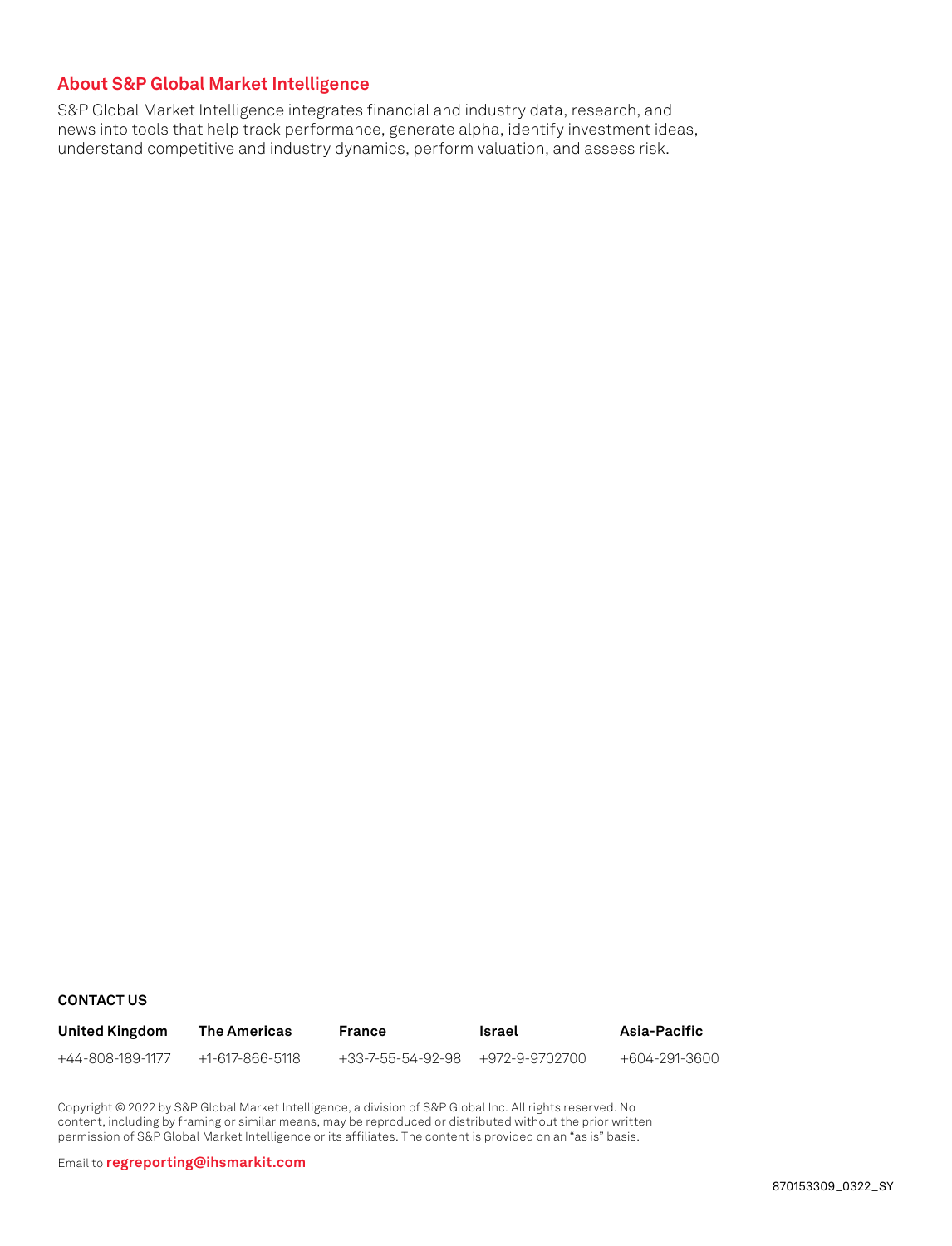## About S&P Global Market Intelligence

S&P Global Market Intelligence integrates financial and industry data, research, and news into tools that help track performance, generate alpha, identify investment ideas, understand competitive and industry dynamics, perform valuation, and assess risk.

**CONTACT US**

| United Kingdom | The Americas | France | Israel | Asia-Pacific |
| --- | --- | --- | --- | --- |
| +44-808-189-1177 | +1-617-866-5118 | +33-7-55-54-92-98 | +972-9-9702700 | +604-291-3600 |

Copyright © 2022 by S&P Global Market Intelligence, a division of S&P Global Inc. All rights reserved. No content, including by framing or similar means, may be reproduced or distributed without the prior written permission of S&P Global Market Intelligence or its affiliates. The content is provided on an "as is" basis.

Email to **regreporting@ihsmarkit.com**

870153309_0322_SY